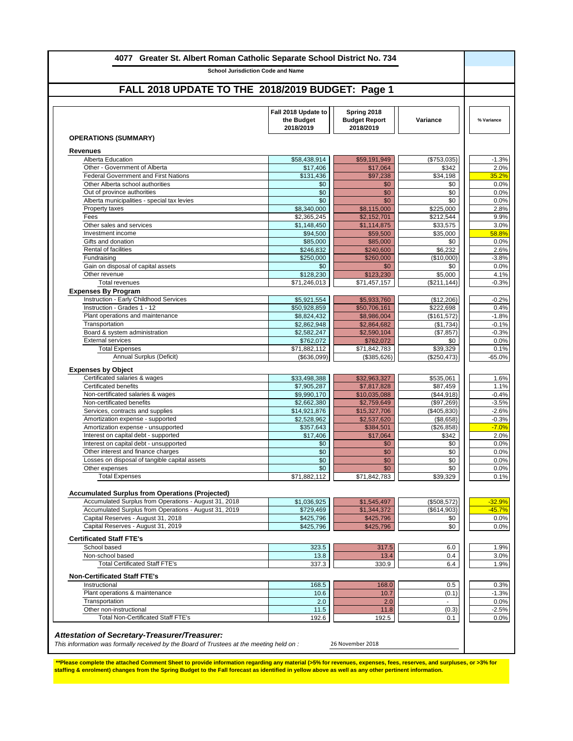# 4077 Greater St. Albert Roman Catholic Separate School District No. 734

**School Jurisdiction Code and Name**

## FALL 2018 UPDATE TO THE 2018/2019 BUDGET: Page 1

| | Fall 2018 Update to the Budget 2018/2019 | Spring 2018 Budget Report 2018/2019 | Variance | % Variance |
|---|---|---|---|---|
| **OPERATIONS (SUMMARY)** | | | | |
| **Revenues** | | | | |
| Alberta Education | $58,438,914 | $59,191,949 | ($753,035) | -1.3% |
| Other - Government of Alberta | $17,406 | $17,064 | $342 | 2.0% |
| Federal Government and First Nations | $131,436 | $97,238 | $34,198 | 35.2% |
| Other Alberta school authorities | $0 | $0 | $0 | 0.0% |
| Out of province authorities | $0 | $0 | $0 | 0.0% |
| Alberta municipalities - special tax levies | $0 | $0 | $0 | 0.0% |
| Property taxes | $8,340,000 | $8,115,000 | $225,000 | 2.8% |
| Fees | $2,365,245 | $2,152,701 | $212,544 | 9.9% |
| Other sales and services | $1,148,450 | $1,114,875 | $33,575 | 3.0% |
| Investment income | $94,500 | $59,500 | $35,000 | 58.8% |
| Gifts and donation | $85,000 | $85,000 | $0 | 0.0% |
| Rental of facilities | $246,832 | $240,600 | $6,232 | 2.6% |
| Fundraising | $250,000 | $260,000 | ($10,000) | -3.8% |
| Gain on disposal of capital assets | $0 | $0 | $0 | 0.0% |
| Other revenue | $128,230 | $123,230 | $5,000 | 4.1% |
| Total revenues | $71,246,013 | $71,457,157 | ($211,144) | -0.3% |
| **Expenses By Program** | | | | |
| Instruction - Early Childhood Services | $5,921,554 | $5,933,760 | ($12,206) | -0.2% |
| Instruction - Grades 1 - 12 | $50,928,859 | $50,706,161 | $222,698 | 0.4% |
| Plant operations and maintenance | $8,824,432 | $8,986,004 | ($161,572) | -1.8% |
| Transportation | $2,862,948 | $2,864,682 | ($1,734) | -0.1% |
| Board & system administration | $2,582,247 | $2,590,104 | ($7,857) | -0.3% |
| External services | $762,072 | $762,072 | $0 | 0.0% |
| Total Expenses | $71,882,112 | $71,842,783 | $39,329 | 0.1% |
| Annual Surplus (Deficit) | ($636,099) | ($385,626) | ($250,473) | -65.0% |
| **Expenses by Object** | | | | |
| Certificated salaries & wages | $33,498,388 | $32,963,327 | $535,061 | 1.6% |
| Certificated benefits | $7,905,287 | $7,817,828 | $87,459 | 1.1% |
| Non-certificated salaries & wages | $9,990,170 | $10,035,088 | ($44,918) | -0.4% |
| Non-certificated benefits | $2,662,380 | $2,759,649 | ($97,269) | -3.5% |
| Services, contracts and supplies | $14,921,876 | $15,327,706 | ($405,830) | -2.6% |
| Amortization expense - supported | $2,528,962 | $2,537,620 | ($8,658) | -0.3% |
| Amortization expense - unsupported | $357,643 | $384,501 | ($26,858) | -7.0% |
| Interest on capital debt - supported | $17,406 | $17,064 | $342 | 2.0% |
| Interest on capital debt - unsupported | $0 | $0 | $0 | 0.0% |
| Other interest and finance charges | $0 | $0 | $0 | 0.0% |
| Losses on disposal of tangible capital assets | $0 | $0 | $0 | 0.0% |
| Other expenses | $0 | $0 | $0 | 0.0% |
| Total Expenses | $71,882,112 | $71,842,783 | $39,329 | 0.1% |
| **Accumulated Surplus from Operations (Projected)** | | | | |
| Accumulated Surplus from Operations - August 31, 2018 | $1,036,925 | $1,545,497 | ($508,572) | -32.9% |
| Accumulated Surplus from Operations - August 31, 2019 | $729,469 | $1,344,372 | ($614,903) | -45.7% |
| Capital Reserves - August 31, 2018 | $425,796 | $425,796 | $0 | 0.0% |
| Capital Reserves - August 31, 2019 | $425,796 | $425,796 | $0 | 0.0% |
| **Certificated Staff FTE's** | | | | |
| School based | 323.5 | 317.5 | 6.0 | 1.9% |
| Non-school based | 13.8 | 13.4 | 0.4 | 3.0% |
| Total Certificated Staff FTE's | 337.3 | 330.9 | 6.4 | 1.9% |
| **Non-Certificated Staff FTE's** | | | | |
| Instructional | 168.5 | 168.0 | 0.5 | 0.3% |
| Plant operations & maintenance | 10.6 | 10.7 | (0.1) | -1.3% |
| Transportation | 2.0 | 2.0 | - | 0.0% |
| Other non-instructional | 11.5 | 11.8 | (0.3) | -2.5% |
| Total Non-Certificated Staff FTE's | 192.6 | 192.5 | 0.1 | 0.0% |

***Attestation of Secretary-Treasurer/Treasurer:***

*This information was formally received by the Board of Trustees at the meeting held on :* 26 November 2018

**\*\*Please complete the attached Comment Sheet to provide information regarding any material (>5% for revenues, expenses, fees, reserves, and surpluses, or >3% for staffing & enrolment) changes from the Spring Budget to the Fall forecast as identified in yellow above as well as any other pertinent information.**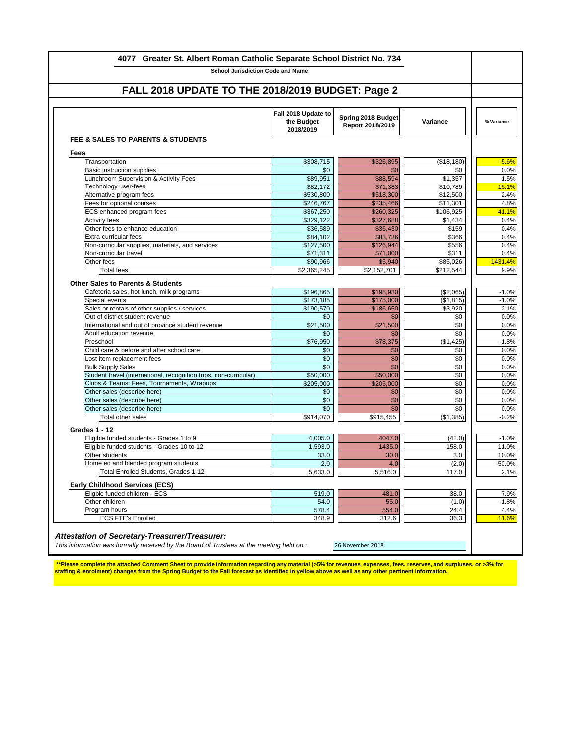# 4077 Greater St. Albert Roman Catholic Separate School District No. 734

**School Jurisdiction Code and Name**

## FALL 2018 UPDATE TO THE 2018/2019 BUDGET: Page 2

| FEE & SALES TO PARENTS & STUDENTS | Fall 2018 Update to the Budget 2018/2019 | Spring 2018 Budget Report 2018/2019 | Variance | % Variance |
|---|---|---|---|---|
| **Fees** | | | | |
| Transportation | $308,715 | $326,895 | ($18,180) | -5.6% |
| Basic instruction supplies | $0 | $0 | $0 | 0.0% |
| Lunchroom Supervision & Activity Fees | $89,951 | $88,594 | $1,357 | 1.5% |
| Technology user-fees | $82,172 | $71,383 | $10,789 | 15.1% |
| Alternative program fees | $530,800 | $518,300 | $12,500 | 2.4% |
| Fees for optional courses | $246,767 | $235,466 | $11,301 | 4.8% |
| ECS enhanced program fees | $367,250 | $260,325 | $106,925 | 41.1% |
| Activity fees | $329,122 | $327,688 | $1,434 | 0.4% |
| Other fees to enhance education | $36,589 | $36,430 | $159 | 0.4% |
| Extra-curricular fees | $84,102 | $83,736 | $366 | 0.4% |
| Non-curricular supplies, materials, and services | $127,500 | $126,944 | $556 | 0.4% |
| Non-curricular travel | $71,311 | $71,000 | $311 | 0.4% |
| Other fees | $90,966 | $5,940 | $85,026 | 1431.4% |
| Total fees | $2,365,245 | $2,152,701 | $212,544 | 9.9% |
| **Other Sales to Parents & Students** | | | | |
| Cafeteria sales, hot lunch, milk programs | $196,865 | $198,930 | ($2,065) | -1.0% |
| Special events | $173,185 | $175,000 | ($1,815) | -1.0% |
| Sales or rentals of other supplies / services | $190,570 | $186,650 | $3,920 | 2.1% |
| Out of district student revenue | $0 | $0 | $0 | 0.0% |
| International and out of province student revenue | $21,500 | $21,500 | $0 | 0.0% |
| Adult education revenue | $0 | $0 | $0 | 0.0% |
| Preschool | $76,950 | $78,375 | ($1,425) | -1.8% |
| Child care & before and after school care | $0 | $0 | $0 | 0.0% |
| Lost item replacement fees | $0 | $0 | $0 | 0.0% |
| Bulk Supply Sales | $0 | $0 | $0 | 0.0% |
| Student travel (international, recognition trips, non-curricular) | $50,000 | $50,000 | $0 | 0.0% |
| Clubs & Teams: Fees, Tournaments, Wrapups | $205,000 | $205,000 | $0 | 0.0% |
| Other sales (describe here) | $0 | $0 | $0 | 0.0% |
| Other sales (describe here) | $0 | $0 | $0 | 0.0% |
| Other sales (describe here) | $0 | $0 | $0 | 0.0% |
| Total other sales | $914,070 | $915,455 | ($1,385) | -0.2% |
| **Grades 1 - 12** | | | | |
| Eligible funded students - Grades 1 to 9 | 4,005.0 | 4047.0 | (42.0) | -1.0% |
| Eligible funded students - Grades 10 to 12 | 1,593.0 | 1435.0 | 158.0 | 11.0% |
| Other students | 33.0 | 30.0 | 3.0 | 10.0% |
| Home ed and blended program students | 2.0 | 4.0 | (2.0) | -50.0% |
| Total Enrolled Students, Grades 1-12 | 5,633.0 | 5,516.0 | 117.0 | 2.1% |
| **Early Childhood Services (ECS)** | | | | |
| Eligble funded children - ECS | 519.0 | 481.0 | 38.0 | 7.9% |
| Other children | 54.0 | 55.0 | (1.0) | -1.8% |
| Program hours | 578.4 | 554.0 | 24.4 | 4.4% |
| ECS FTE's Enrolled | 348.9 | 312.6 | 36.3 | 11.6% |

***Attestation of Secretary-Treasurer/Treasurer:***

*This information was formally received by the Board of Trustees at the meeting held on :* 26 November 2018

**\*\*Please complete the attached Comment Sheet to provide information regarding any material (>5% for revenues, expenses, fees, reserves, and surpluses, or >3% for staffing & enrolment) changes from the Spring Budget to the Fall forecast as identified in yellow above as well as any other pertinent information.**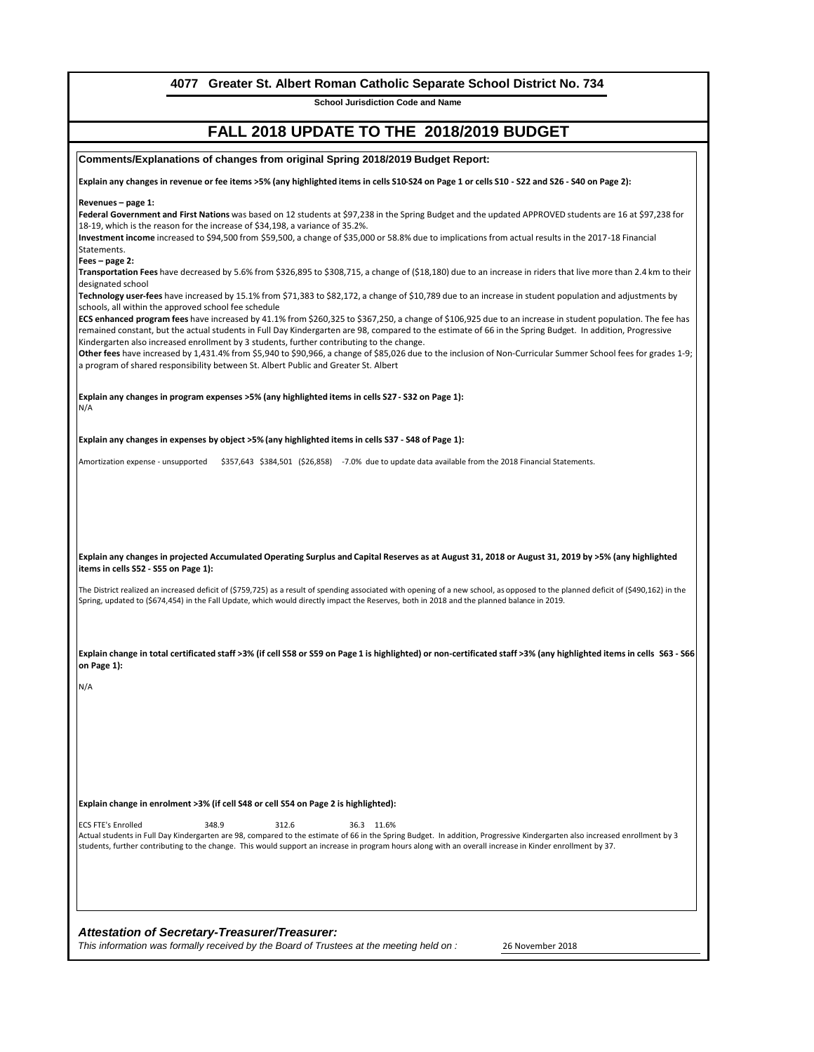**4077 Greater St. Albert Roman Catholic Separate School District No. 734**

School Jurisdiction Code and Name

# FALL 2018 UPDATE TO THE 2018/2019 BUDGET

**Comments/Explanations of changes from original Spring 2018/2019 Budget Report:**

**Explain any changes in revenue or fee items >5% (any highlighted items in cells S10-S24 on Page 1 or cells S10 - S22 and S26 - S40 on Page 2):**

**Revenues – page 1:**

**Federal Government and First Nations** was based on 12 students at $97,238 in the Spring Budget and the updated APPROVED students are 16 at $97,238 for 18-19, which is the reason for the increase of $34,198, a variance of 35.2%.

**Investment income** increased to $94,500 from $59,500, a change of $35,000 or 58.8% due to implications from actual results in the 2017-18 Financial Statements.

**Fees – page 2:**

**Transportation Fees** have decreased by 5.6% from $326,895 to $308,715, a change of ($18,180) due to an increase in riders that live more than 2.4 km to their designated school

**Technology user-fees** have increased by 15.1% from $71,383 to $82,172, a change of $10,789 due to an increase in student population and adjustments by schools, all within the approved school fee schedule

**ECS enhanced program fees** have increased by 41.1% from $260,325 to $367,250, a change of $106,925 due to an increase in student population. The fee has remained constant, but the actual students in Full Day Kindergarten are 98, compared to the estimate of 66 in the Spring Budget. In addition, Progressive Kindergarten also increased enrollment by 3 students, further contributing to the change.

**Other fees** have increased by 1,431.4% from $5,940 to $90,966, a change of $85,026 due to the inclusion of Non-Curricular Summer School fees for grades 1-9; a program of shared responsibility between St. Albert Public and Greater St. Albert

**Explain any changes in program expenses >5% (any highlighted items in cells S27 - S32 on Page 1):**

N/A

**Explain any changes in expenses by object >5% (any highlighted items in cells S37 - S48 of Page 1):**

Amortization expense - unsupported $357,643 $384,501 ($26,858) -7.0% due to update data available from the 2018 Financial Statements.

**Explain any changes in projected Accumulated Operating Surplus and Capital Reserves as at August 31, 2018 or August 31, 2019 by >5% (any highlighted items in cells S52 - S55 on Page 1):**

The District realized an increased deficit of ($759,725) as a result of spending associated with opening of a new school, as opposed to the planned deficit of ($490,162) in the Spring, updated to ($674,454) in the Fall Update, which would directly impact the Reserves, both in 2018 and the planned balance in 2019.

**Explain change in total certificated staff >3% (if cell S58 or S59 on Page 1 is highlighted) or non-certificated staff >3% (any highlighted items in cells S63 - S66 on Page 1):**

N/A

**Explain change in enrolment >3% (if cell S48 or cell S54 on Page 2 is highlighted):**

ECS FTE's Enrolled 348.9 312.6 36.3 11.6%

Actual students in Full Day Kindergarten are 98, compared to the estimate of 66 in the Spring Budget. In addition, Progressive Kindergarten also increased enrollment by 3 students, further contributing to the change. This would support an increase in program hours along with an overall increase in Kinder enrollment by 37.

***Attestation of Secretary-Treasurer/Treasurer:***

*This information was formally received by the Board of Trustees at the meeting held on :* 26 November 2018